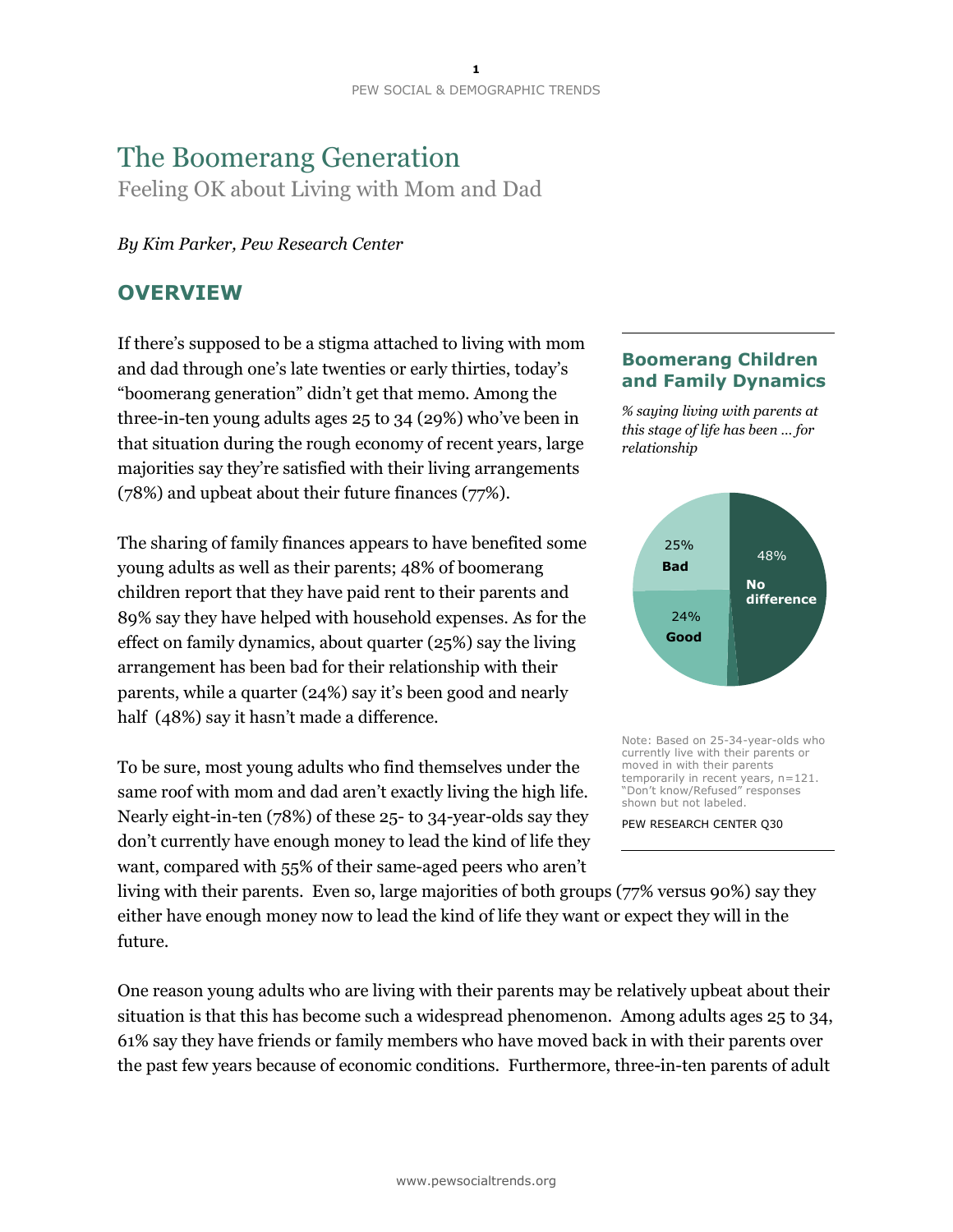# The Boomerang Generation

Feeling OK about Living with Mom and Dad

*By Kim Parker, Pew Research Center*

## OVERVIEW

If there's supposed to be a stigma attached to living with mom and dad through one's late twenties or early thirties, today's "boomerang generation" didn't get that memo. Among the three-in-ten young adults ages 25 to 34 (29%) who've been in that situation during the rough economy of recent years, large majorities say they're satisfied with their living arrangements (78%) and upbeat about their future finances (77%).

The sharing of family finances appears to have benefited some young adults as well as their parents; 48% of boomerang children report that they have paid rent to their parents and 89% say they have helped with household expenses. As for the effect on family dynamics, about quarter (25%) say the living arrangement has been bad for their relationship with their parents, while a quarter (24%) say it's been good and nearly half (48%) say it hasn't made a difference.

**Boomerang Children and Family Dynamics**

*% saying living with parents at this stage of life has been ... for relationship*

| Response | % |
|---|---|
| No difference | 48% |
| Bad | 25% |
| Good | 24% |

Note: Based on 25-34-year-olds who currently live with their parents or moved in with their parents temporarily in recent years, n=121. "Don't know/Refused" responses shown but not labeled.

PEW RESEARCH CENTER Q30

To be sure, most young adults who find themselves under the same roof with mom and dad aren't exactly living the high life. Nearly eight-in-ten (78%) of these 25- to 34-year-olds say they don't currently have enough money to lead the kind of life they want, compared with 55% of their same-aged peers who aren't living with their parents. Even so, large majorities of both groups (77% versus 90%) say they either have enough money now to lead the kind of life they want or expect they will in the future.

One reason young adults who are living with their parents may be relatively upbeat about their situation is that this has become such a widespread phenomenon. Among adults ages 25 to 34, 61% say they have friends or family members who have moved back in with their parents over the past few years because of economic conditions. Furthermore, three-in-ten parents of adult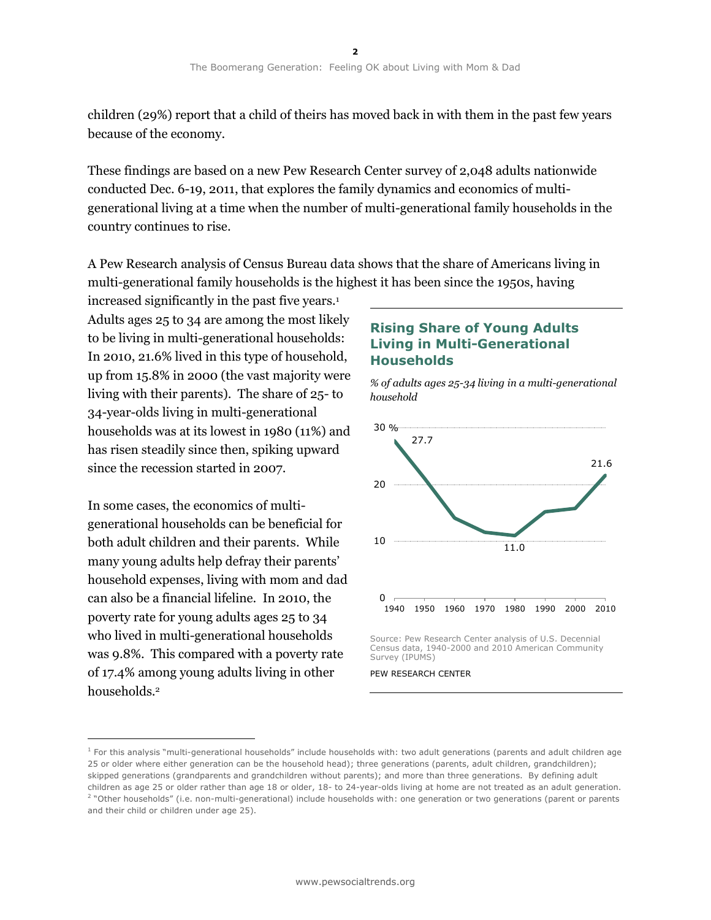children (29%) report that a child of theirs has moved back in with them in the past few years because of the economy.

These findings are based on a new Pew Research Center survey of 2,048 adults nationwide conducted Dec. 6-19, 2011, that explores the family dynamics and economics of multi-generational living at a time when the number of multi-generational family households in the country continues to rise.

A Pew Research analysis of Census Bureau data shows that the share of Americans living in multi-generational family households is the highest it has been since the 1950s, having increased significantly in the past five years.[1] Adults ages 25 to 34 are among the most likely to be living in multi-generational households: In 2010, 21.6% lived in this type of household, up from 15.8% in 2000 (the vast majority were living with their parents). The share of 25- to 34-year-olds living in multi-generational households was at its lowest in 1980 (11%) and has risen steadily since then, spiking upward since the recession started in 2007.

### Rising Share of Young Adults Living in Multi-Generational Households

*% of adults ages 25-34 living in a multi-generational household*

| Year | % |
|---|---|
| 1940 | 27.7 |
| 1980 | 11.0 |
| 2010 | 21.6 |

Source: Pew Research Center analysis of U.S. Decennial Census data, 1940-2000 and 2010 American Community Survey (IPUMS)

PEW RESEARCH CENTER

In some cases, the economics of multi-generational households can be beneficial for both adult children and their parents. While many young adults help defray their parents' household expenses, living with mom and dad can also be a financial lifeline. In 2010, the poverty rate for young adults ages 25 to 34 who lived in multi-generational households was 9.8%. This compared with a poverty rate of 17.4% among young adults living in other households.[2]

---

[1] For this analysis "multi-generational households" include households with: two adult generations (parents and adult children age 25 or older where either generation can be the household head); three generations (parents, adult children, grandchildren); skipped generations (grandparents and grandchildren without parents); and more than three generations. By defining adult children as age 25 or older rather than age 18 or older, 18- to 24-year-olds living at home are not treated as an adult generation.

[2] "Other households" (i.e. non-multi-generational) include households with: one generation or two generations (parent or parents and their child or children under age 25).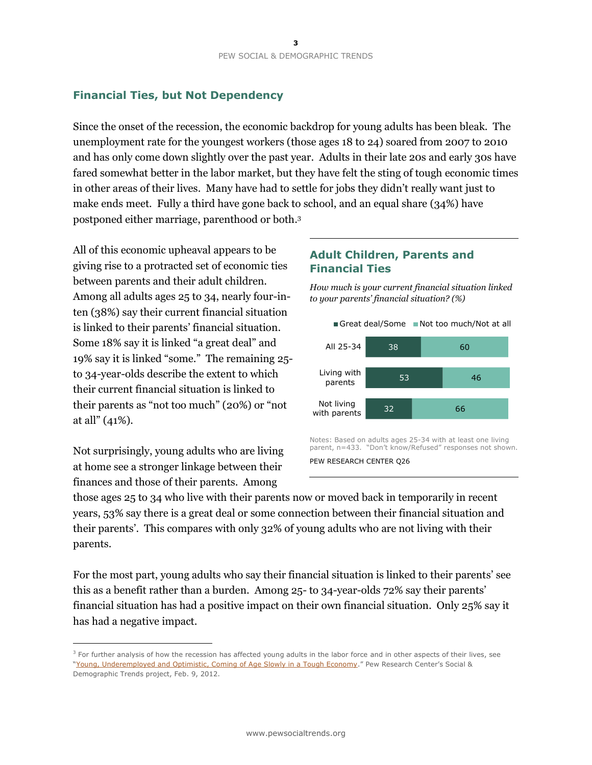## Financial Ties, but Not Dependency

Since the onset of the recession, the economic backdrop for young adults has been bleak. The unemployment rate for the youngest workers (those ages 18 to 24) soared from 2007 to 2010 and has only come down slightly over the past year. Adults in their late 20s and early 30s have fared somewhat better in the labor market, but they have felt the sting of tough economic times in other areas of their lives. Many have had to settle for jobs they didn't really want just to make ends meet. Fully a third have gone back to school, and an equal share (34%) have postponed either marriage, parenthood or both.[3]

All of this economic upheaval appears to be giving rise to a protracted set of economic ties between parents and their adult children. Among all adults ages 25 to 34, nearly four-in-ten (38%) say their current financial situation is linked to their parents' financial situation. Some 18% say it is linked "a great deal" and 19% say it is linked "some." The remaining 25- to 34-year-olds describe the extent to which their current financial situation is linked to their parents as "not too much" (20%) or "not at all" (41%).

### Adult Children, Parents and Financial Ties

*How much is your current financial situation linked to your parents' financial situation? (%)*

| | Great deal/Some | Not too much/Not at all |
|---|---|---|
| All 25-34 | 38 | 60 |
| Living with parents | 53 | 46 |
| Not living with parents | 32 | 66 |

Notes: Based on adults ages 25-34 with at least one living parent, n=433. "Don't know/Refused" responses not shown.

PEW RESEARCH CENTER Q26

Not surprisingly, young adults who are living at home see a stronger linkage between their finances and those of their parents. Among those ages 25 to 34 who live with their parents now or moved back in temporarily in recent years, 53% say there is a great deal or some connection between their financial situation and their parents'. This compares with only 32% of young adults who are not living with their parents.

For the most part, young adults who say their financial situation is linked to their parents' see this as a benefit rather than a burden. Among 25- to 34-year-olds 72% say their parents' financial situation has had a positive impact on their own financial situation. Only 25% say it has had a negative impact.

---

[3] For further analysis of how the recession has affected young adults in the labor force and in other aspects of their lives, see "Young, Underemployed and Optimistic, Coming of Age Slowly in a Tough Economy." Pew Research Center's Social & Demographic Trends project, Feb. 9, 2012.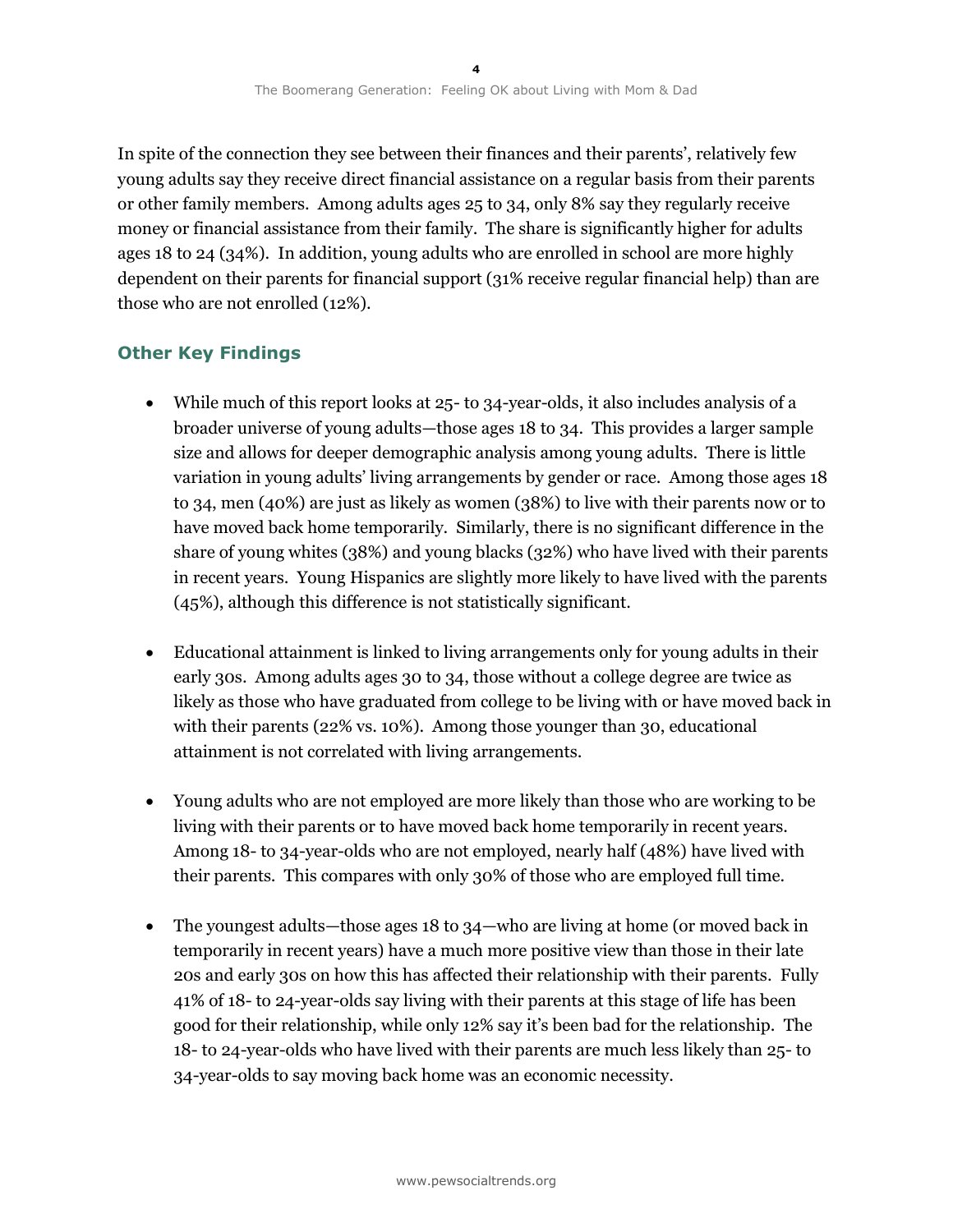In spite of the connection they see between their finances and their parents', relatively few young adults say they receive direct financial assistance on a regular basis from their parents or other family members. Among adults ages 25 to 34, only 8% say they regularly receive money or financial assistance from their family. The share is significantly higher for adults ages 18 to 24 (34%). In addition, young adults who are enrolled in school are more highly dependent on their parents for financial support (31% receive regular financial help) than are those who are not enrolled (12%).

## Other Key Findings

- While much of this report looks at 25- to 34-year-olds, it also includes analysis of a broader universe of young adults—those ages 18 to 34. This provides a larger sample size and allows for deeper demographic analysis among young adults. There is little variation in young adults' living arrangements by gender or race. Among those ages 18 to 34, men (40%) are just as likely as women (38%) to live with their parents now or to have moved back home temporarily. Similarly, there is no significant difference in the share of young whites (38%) and young blacks (32%) who have lived with their parents in recent years. Young Hispanics are slightly more likely to have lived with the parents (45%), although this difference is not statistically significant.

- Educational attainment is linked to living arrangements only for young adults in their early 30s. Among adults ages 30 to 34, those without a college degree are twice as likely as those who have graduated from college to be living with or have moved back in with their parents (22% vs. 10%). Among those younger than 30, educational attainment is not correlated with living arrangements.

- Young adults who are not employed are more likely than those who are working to be living with their parents or to have moved back home temporarily in recent years. Among 18- to 34-year-olds who are not employed, nearly half (48%) have lived with their parents. This compares with only 30% of those who are employed full time.

- The youngest adults—those ages 18 to 34—who are living at home (or moved back in temporarily in recent years) have a much more positive view than those in their late 20s and early 30s on how this has affected their relationship with their parents. Fully 41% of 18- to 24-year-olds say living with their parents at this stage of life has been good for their relationship, while only 12% say it's been bad for the relationship. The 18- to 24-year-olds who have lived with their parents are much less likely than 25- to 34-year-olds to say moving back home was an economic necessity.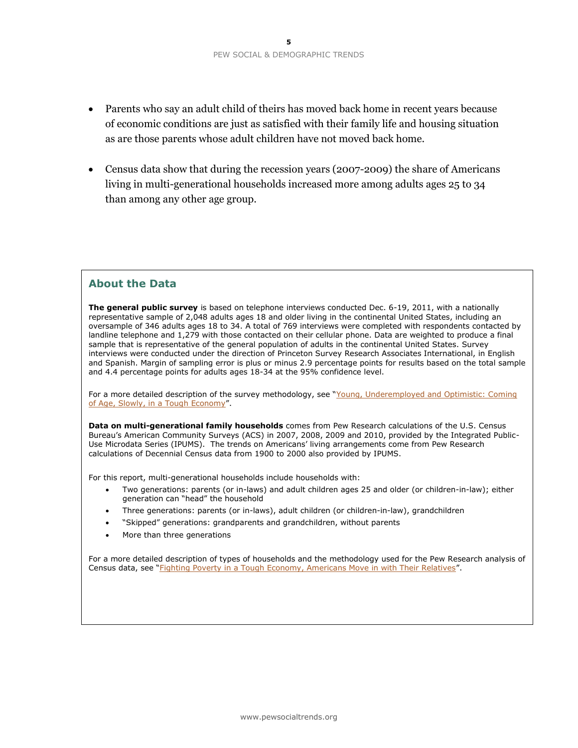- Parents who say an adult child of theirs has moved back home in recent years because of economic conditions are just as satisfied with their family life and housing situation as are those parents whose adult children have not moved back home.

- Census data show that during the recession years (2007-2009) the share of Americans living in multi-generational households increased more among adults ages 25 to 34 than among any other age group.

## About the Data

**The general public survey** is based on telephone interviews conducted Dec. 6-19, 2011, with a nationally representative sample of 2,048 adults ages 18 and older living in the continental United States, including an oversample of 346 adults ages 18 to 34. A total of 769 interviews were completed with respondents contacted by landline telephone and 1,279 with those contacted on their cellular phone. Data are weighted to produce a final sample that is representative of the general population of adults in the continental United States. Survey interviews were conducted under the direction of Princeton Survey Research Associates International, in English and Spanish. Margin of sampling error is plus or minus 2.9 percentage points for results based on the total sample and 4.4 percentage points for adults ages 18-34 at the 95% confidence level.

For a more detailed description of the survey methodology, see "Young, Underemployed and Optimistic: Coming of Age, Slowly, in a Tough Economy".

**Data on multi-generational family households** comes from Pew Research calculations of the U.S. Census Bureau's American Community Surveys (ACS) in 2007, 2008, 2009 and 2010, provided by the Integrated Public-Use Microdata Series (IPUMS). The trends on Americans' living arrangements come from Pew Research calculations of Decennial Census data from 1900 to 2000 also provided by IPUMS.

For this report, multi-generational households include households with:

- Two generations: parents (or in-laws) and adult children ages 25 and older (or children-in-law); either generation can "head" the household
- Three generations: parents (or in-laws), adult children (or children-in-law), grandchildren
- "Skipped" generations: grandparents and grandchildren, without parents
- More than three generations

For a more detailed description of types of households and the methodology used for the Pew Research analysis of Census data, see "Fighting Poverty in a Tough Economy, Americans Move in with Their Relatives".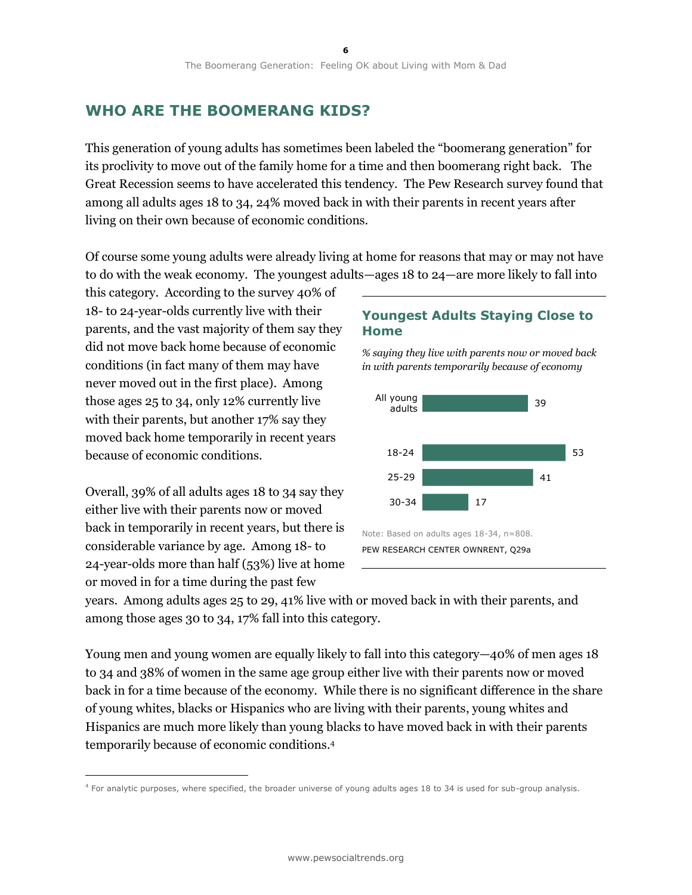## WHO ARE THE BOOMERANG KIDS?

This generation of young adults has sometimes been labeled the "boomerang generation" for its proclivity to move out of the family home for a time and then boomerang right back. The Great Recession seems to have accelerated this tendency. The Pew Research survey found that among all adults ages 18 to 34, 24% moved back in with their parents in recent years after living on their own because of economic conditions.

Of course some young adults were already living at home for reasons that may or may not have to do with the weak economy. The youngest adults—ages 18 to 24—are more likely to fall into this category. According to the survey 40% of 18- to 24-year-olds currently live with their parents, and the vast majority of them say they did not move back home because of economic conditions (in fact many of them may have never moved out in the first place). Among those ages 25 to 34, only 12% currently live with their parents, but another 17% say they moved back home temporarily in recent years because of economic conditions.

**Youngest Adults Staying Close to Home**

*% saying they live with parents now or moved back in with parents temporarily because of economy*

| | % |
|---|---|
| All young adults | 39 |
| 18-24 | 53 |
| 25-29 | 41 |
| 30-34 | 17 |

Note: Based on adults ages 18-34, n=808.

PEW RESEARCH CENTER OWNRENT, Q29a

Overall, 39% of all adults ages 18 to 34 say they either live with their parents now or moved back in temporarily in recent years, but there is considerable variance by age. Among 18- to 24-year-olds more than half (53%) live at home or moved in for a time during the past few years. Among adults ages 25 to 29, 41% live with or moved back in with their parents, and among those ages 30 to 34, 17% fall into this category.

Young men and young women are equally likely to fall into this category—40% of men ages 18 to 34 and 38% of women in the same age group either live with their parents now or moved back in for a time because of the economy. While there is no significant difference in the share of young whites, blacks or Hispanics who are living with their parents, young whites and Hispanics are much more likely than young blacks to have moved back in with their parents temporarily because of economic conditions.[4]

[4] For analytic purposes, where specified, the broader universe of young adults ages 18 to 34 is used for sub-group analysis.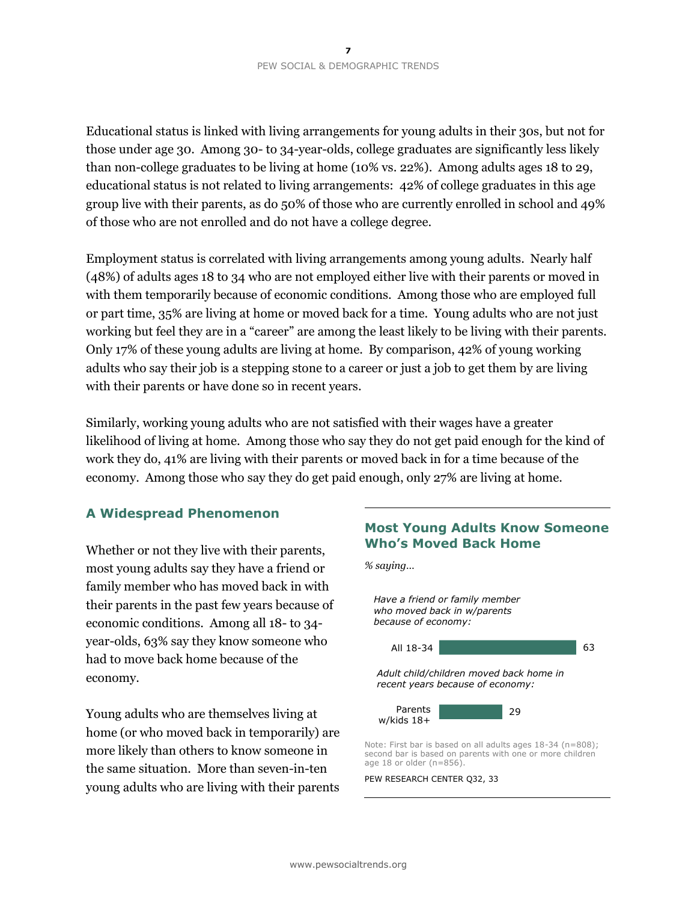Educational status is linked with living arrangements for young adults in their 30s, but not for those under age 30. Among 30- to 34-year-olds, college graduates are significantly less likely than non-college graduates to be living at home (10% vs. 22%). Among adults ages 18 to 29, educational status is not related to living arrangements: 42% of college graduates in this age group live with their parents, as do 50% of those who are currently enrolled in school and 49% of those who are not enrolled and do not have a college degree.

Employment status is correlated with living arrangements among young adults. Nearly half (48%) of adults ages 18 to 34 who are not employed either live with their parents or moved in with them temporarily because of economic conditions. Among those who are employed full or part time, 35% are living at home or moved back for a time. Young adults who are not just working but feel they are in a "career" are among the least likely to be living with their parents. Only 17% of these young adults are living at home. By comparison, 42% of young working adults who say their job is a stepping stone to a career or just a job to get them by are living with their parents or have done so in recent years.

Similarly, working young adults who are not satisfied with their wages have a greater likelihood of living at home. Among those who say they do not get paid enough for the kind of work they do, 41% are living with their parents or moved back in for a time because of the economy. Among those who say they do get paid enough, only 27% are living at home.

## A Widespread Phenomenon

Whether or not they live with their parents, most young adults say they have a friend or family member who has moved back in with their parents in the past few years because of economic conditions. Among all 18- to 34-year-olds, 63% say they know someone who had to move back home because of the economy.

Young adults who are themselves living at home (or who moved back in temporarily) are more likely than others to know someone in the same situation. More than seven-in-ten young adults who are living with their parents

### Most Young Adults Know Someone Who's Moved Back Home

*% saying…*

| | % |
|---|---|
| *Have a friend or family member who moved back in w/parents because of economy:* | |
| All 18-34 | 63 |
| *Adult child/children moved back home in recent years because of economy:* | |
| Parents w/kids 18+ | 29 |

Note: First bar is based on all adults ages 18-34 (n=808); second bar is based on parents with one or more children age 18 or older (n=856).

PEW RESEARCH CENTER Q32, 33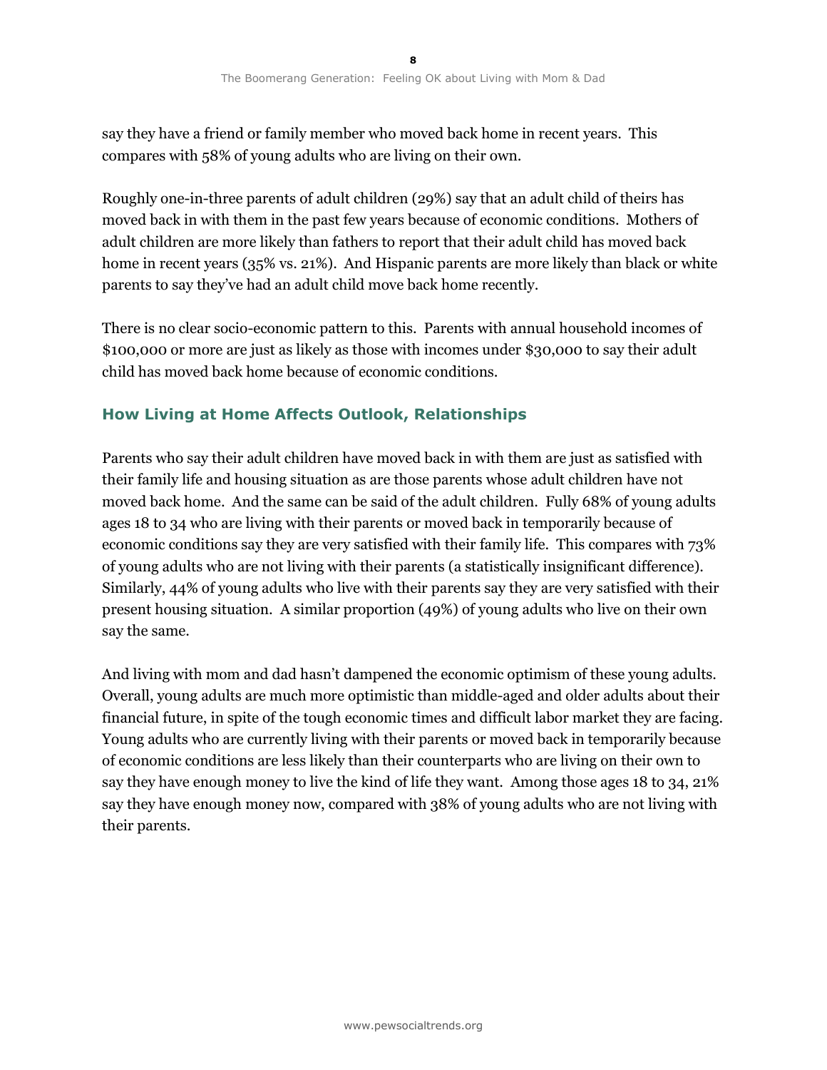say they have a friend or family member who moved back home in recent years. This compares with 58% of young adults who are living on their own.

Roughly one-in-three parents of adult children (29%) say that an adult child of theirs has moved back in with them in the past few years because of economic conditions. Mothers of adult children are more likely than fathers to report that their adult child has moved back home in recent years (35% vs. 21%). And Hispanic parents are more likely than black or white parents to say they've had an adult child move back home recently.

There is no clear socio-economic pattern to this. Parents with annual household incomes of $100,000 or more are just as likely as those with incomes under $30,000 to say their adult child has moved back home because of economic conditions.

## How Living at Home Affects Outlook, Relationships

Parents who say their adult children have moved back in with them are just as satisfied with their family life and housing situation as are those parents whose adult children have not moved back home. And the same can be said of the adult children. Fully 68% of young adults ages 18 to 34 who are living with their parents or moved back in temporarily because of economic conditions say they are very satisfied with their family life. This compares with 73% of young adults who are not living with their parents (a statistically insignificant difference). Similarly, 44% of young adults who live with their parents say they are very satisfied with their present housing situation. A similar proportion (49%) of young adults who live on their own say the same.

And living with mom and dad hasn't dampened the economic optimism of these young adults. Overall, young adults are much more optimistic than middle-aged and older adults about their financial future, in spite of the tough economic times and difficult labor market they are facing. Young adults who are currently living with their parents or moved back in temporarily because of economic conditions are less likely than their counterparts who are living on their own to say they have enough money to live the kind of life they want. Among those ages 18 to 34, 21% say they have enough money now, compared with 38% of young adults who are not living with their parents.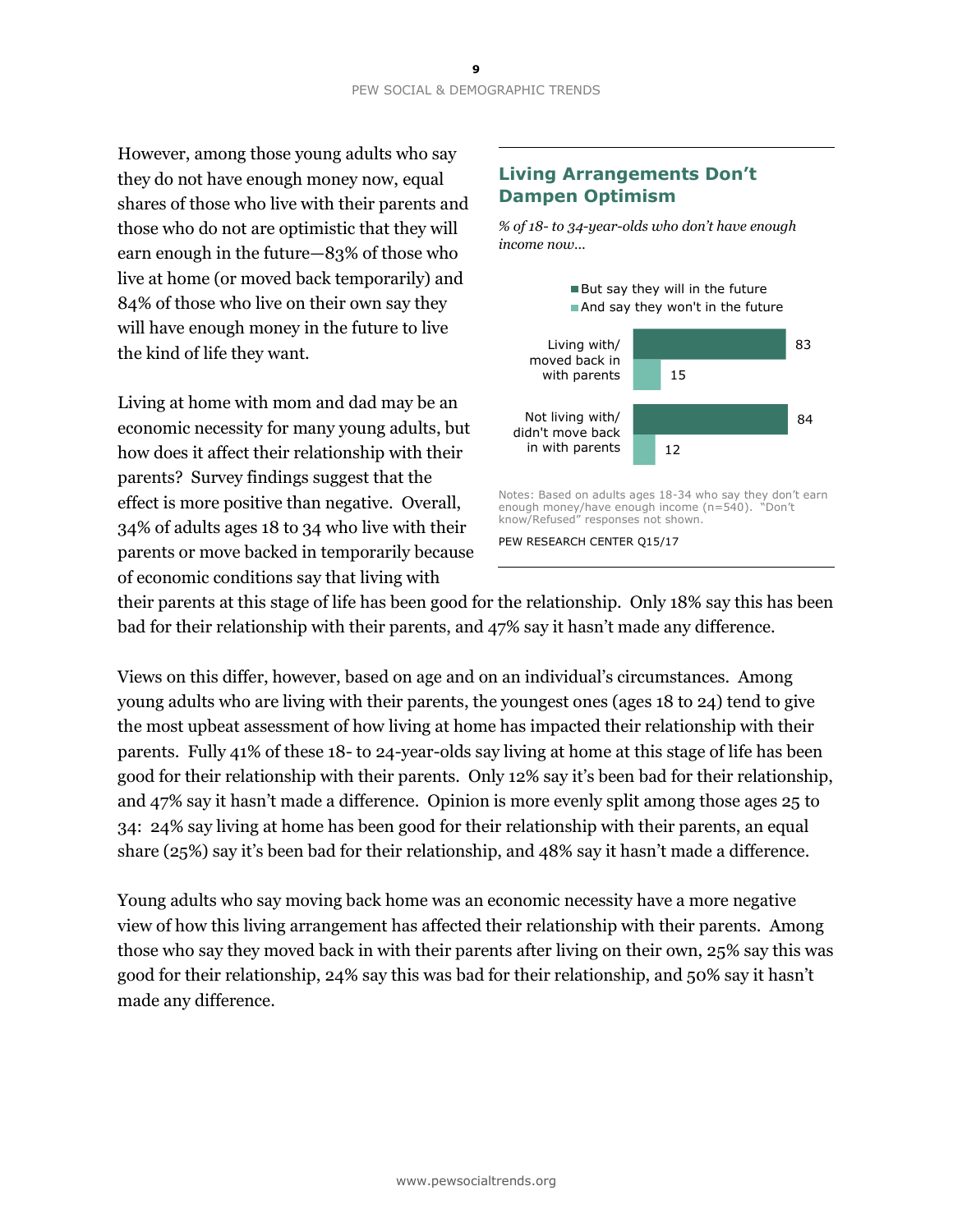However, among those young adults who say they do not have enough money now, equal shares of those who live with their parents and those who do not are optimistic that they will earn enough in the future—83% of those who live at home (or moved back temporarily) and 84% of those who live on their own say they will have enough money in the future to live the kind of life they want.

### Living Arrangements Don't Dampen Optimism

*% of 18- to 34-year-olds who don't have enough income now…*

| | But say they will in the future | And say they won't in the future |
|---|---|---|
| Living with/ moved back in with parents | 83 | 15 |
| Not living with/ didn't move back in with parents | 84 | 12 |

Notes: Based on adults ages 18-34 who say they don't earn enough money/have enough income (n=540). "Don't know/Refused" responses not shown.

PEW RESEARCH CENTER Q15/17

Living at home with mom and dad may be an economic necessity for many young adults, but how does it affect their relationship with their parents? Survey findings suggest that the effect is more positive than negative. Overall, 34% of adults ages 18 to 34 who live with their parents or move backed in temporarily because of economic conditions say that living with their parents at this stage of life has been good for the relationship. Only 18% say this has been bad for their relationship with their parents, and 47% say it hasn't made any difference.

Views on this differ, however, based on age and on an individual's circumstances. Among young adults who are living with their parents, the youngest ones (ages 18 to 24) tend to give the most upbeat assessment of how living at home has impacted their relationship with their parents. Fully 41% of these 18- to 24-year-olds say living at home at this stage of life has been good for their relationship with their parents. Only 12% say it's been bad for their relationship, and 47% say it hasn't made a difference. Opinion is more evenly split among those ages 25 to 34: 24% say living at home has been good for their relationship with their parents, an equal share (25%) say it's been bad for their relationship, and 48% say it hasn't made a difference.

Young adults who say moving back home was an economic necessity have a more negative view of how this living arrangement has affected their relationship with their parents. Among those who say they moved back in with their parents after living on their own, 25% say this was good for their relationship, 24% say this was bad for their relationship, and 50% say it hasn't made any difference.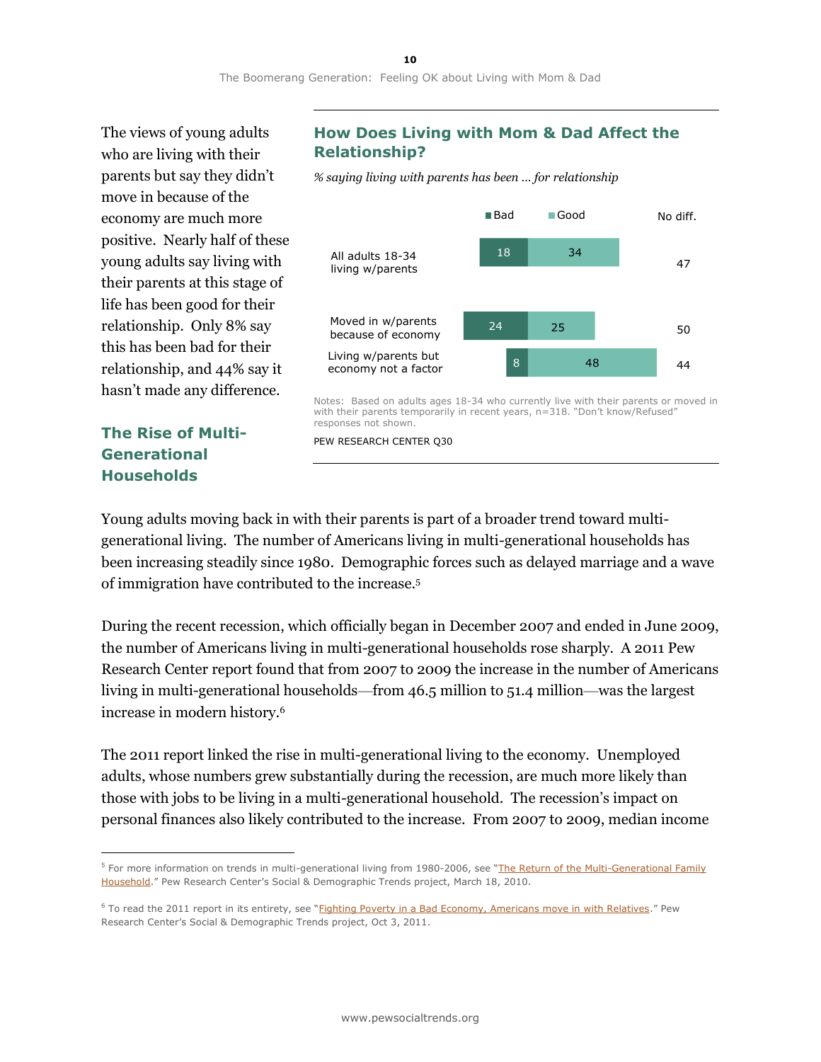The views of young adults who are living with their parents but say they didn't move in because of the economy are much more positive. Nearly half of these young adults say living with their parents at this stage of life has been good for their relationship. Only 8% say this has been bad for their relationship, and 44% say it hasn't made any difference.

### How Does Living with Mom & Dad Affect the Relationship?

*% saying living with parents has been ... for relationship*

| | Bad | Good | No diff. |
|---|---|---|---|
| All adults 18-34 living w/parents | 18 | 34 | 47 |
| Moved in w/parents because of economy | 24 | 25 | 50 |
| Living w/parents but economy not a factor | 8 | 48 | 44 |

Notes: Based on adults ages 18-34 who currently live with their parents or moved in with their parents temporarily in recent years, n=318. "Don't know/Refused" responses not shown.

PEW RESEARCH CENTER Q30

## The Rise of Multi-Generational Households

Young adults moving back in with their parents is part of a broader trend toward multi-generational living. The number of Americans living in multi-generational households has been increasing steadily since 1980. Demographic forces such as delayed marriage and a wave of immigration have contributed to the increase.[5]

During the recent recession, which officially began in December 2007 and ended in June 2009, the number of Americans living in multi-generational households rose sharply. A 2011 Pew Research Center report found that from 2007 to 2009 the increase in the number of Americans living in multi-generational households—from 46.5 million to 51.4 million—was the largest increase in modern history.[6]

The 2011 report linked the rise in multi-generational living to the economy. Unemployed adults, whose numbers grew substantially during the recession, are much more likely than those with jobs to be living in a multi-generational household. The recession's impact on personal finances also likely contributed to the increase. From 2007 to 2009, median income

[5] For more information on trends in multi-generational living from 1980-2006, see "The Return of the Multi-Generational Family Household." Pew Research Center's Social & Demographic Trends project, March 18, 2010.

[6] To read the 2011 report in its entirety, see "Fighting Poverty in a Bad Economy, Americans move in with Relatives." Pew Research Center's Social & Demographic Trends project, Oct 3, 2011.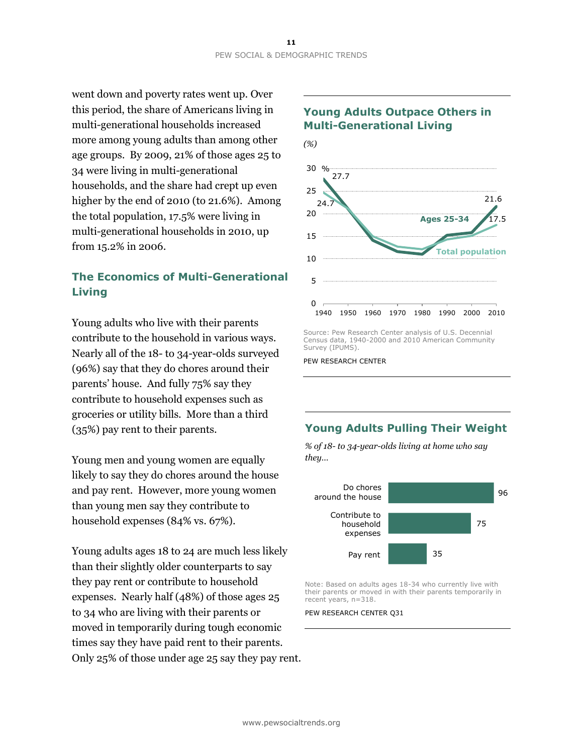went down and poverty rates went up. Over this period, the share of Americans living in multi-generational households increased more among young adults than among other age groups. By 2009, 21% of those ages 25 to 34 were living in multi-generational households, and the share had crept up even higher by the end of 2010 (to 21.6%). Among the total population, 17.5% were living in multi-generational households in 2010, up from 15.2% in 2006.

### Young Adults Outpace Others in Multi-Generational Living

*(%)*

| Year | Ages 25-34 | Total population |
|---|---|---|
| 1940 | 27.7 | 24.7 |
| 2010 | 21.6 | 17.5 |

Source: Pew Research Center analysis of U.S. Decennial Census data, 1940-2000 and 2010 American Community Survey (IPUMS).

PEW RESEARCH CENTER

## The Economics of Multi-Generational Living

Young adults who live with their parents contribute to the household in various ways. Nearly all of the 18- to 34-year-olds surveyed (96%) say that they do chores around their parents' house. And fully 75% say they contribute to household expenses such as groceries or utility bills. More than a third (35%) pay rent to their parents.

Young men and young women are equally likely to say they do chores around the house and pay rent. However, more young women than young men say they contribute to household expenses (84% vs. 67%).

Young adults ages 18 to 24 are much less likely than their slightly older counterparts to say they pay rent or contribute to household expenses. Nearly half (48%) of those ages 25 to 34 who are living with their parents or moved in temporarily during tough economic times say they have paid rent to their parents. Only 25% of those under age 25 say they pay rent.

### Young Adults Pulling Their Weight

*% of 18- to 34-year-olds living at home who say they…*

| | % |
|---|---|
| Do chores around the house | 96 |
| Contribute to household expenses | 75 |
| Pay rent | 35 |

Note: Based on adults ages 18-34 who currently live with their parents or moved in with their parents temporarily in recent years, n=318.

PEW RESEARCH CENTER Q31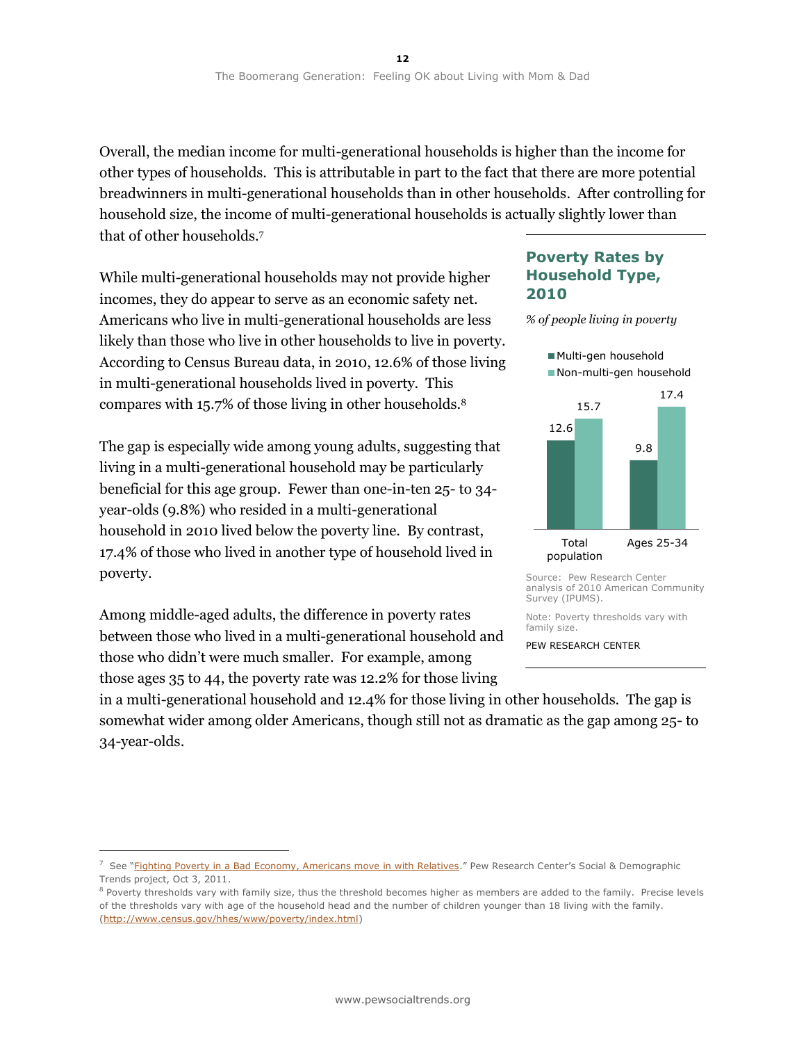Overall, the median income for multi-generational households is higher than the income for other types of households. This is attributable in part to the fact that there are more potential breadwinners in multi-generational households than in other households. After controlling for household size, the income of multi-generational households is actually slightly lower than that of other households.[7]

While multi-generational households may not provide higher incomes, they do appear to serve as an economic safety net. Americans who live in multi-generational households are less likely than those who live in other households to live in poverty. According to Census Bureau data, in 2010, 12.6% of those living in multi-generational households lived in poverty. This compares with 15.7% of those living in other households.[8]

The gap is especially wide among young adults, suggesting that living in a multi-generational household may be particularly beneficial for this age group. Fewer than one-in-ten 25- to 34-year-olds (9.8%) who resided in a multi-generational household in 2010 lived below the poverty line. By contrast, 17.4% of those who lived in another type of household lived in poverty.

Among middle-aged adults, the difference in poverty rates between those who lived in a multi-generational household and those who didn't were much smaller. For example, among those ages 35 to 44, the poverty rate was 12.2% for those living in a multi-generational household and 12.4% for those living in other households. The gap is somewhat wider among older Americans, though still not as dramatic as the gap among 25- to 34-year-olds.

### Poverty Rates by Household Type, 2010

*% of people living in poverty*

| | Multi-gen household | Non-multi-gen household |
|---|---|---|
| Total population | 12.6 | 15.7 |
| Ages 25-34 | 9.8 | 17.4 |

Source: Pew Research Center analysis of 2010 American Community Survey (IPUMS).

Note: Poverty thresholds vary with family size.

PEW RESEARCH CENTER

---

[7] See "Fighting Poverty in a Bad Economy, Americans move in with Relatives." Pew Research Center's Social & Demographic Trends project, Oct 3, 2011.

[8] Poverty thresholds vary with family size, thus the threshold becomes higher as members are added to the family. Precise levels of the thresholds vary with age of the household head and the number of children younger than 18 living with the family. (http://www.census.gov/hhes/www/poverty/index.html)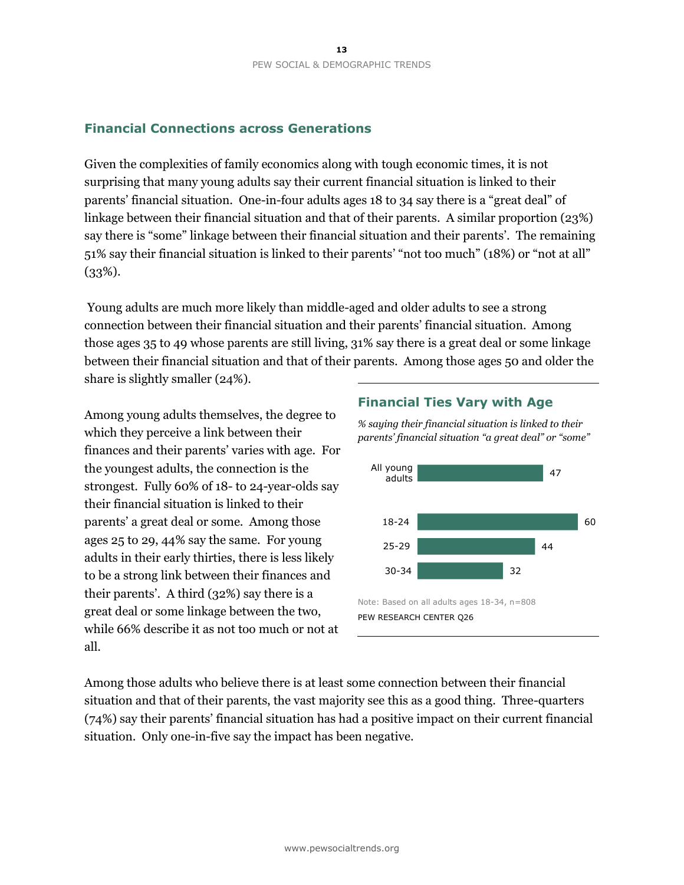## Financial Connections across Generations

Given the complexities of family economics along with tough economic times, it is not surprising that many young adults say their current financial situation is linked to their parents' financial situation. One-in-four adults ages 18 to 34 say there is a "great deal" of linkage between their financial situation and that of their parents. A similar proportion (23%) say there is "some" linkage between their financial situation and their parents'. The remaining 51% say their financial situation is linked to their parents' "not too much" (18%) or "not at all" (33%).

Young adults are much more likely than middle-aged and older adults to see a strong connection between their financial situation and their parents' financial situation. Among those ages 35 to 49 whose parents are still living, 31% say there is a great deal or some linkage between their financial situation and that of their parents. Among those ages 50 and older the share is slightly smaller (24%).

Among young adults themselves, the degree to which they perceive a link between their finances and their parents' varies with age. For the youngest adults, the connection is the strongest. Fully 60% of 18- to 24-year-olds say their financial situation is linked to their parents' a great deal or some. Among those ages 25 to 29, 44% say the same. For young adults in their early thirties, there is less likely to be a strong link between their finances and their parents'. A third (32%) say there is a great deal or some linkage between the two, while 66% describe it as not too much or not at all.

### Financial Ties Vary with Age

*% saying their financial situation is linked to their parents' financial situation "a great deal" or "some"*

| | % |
|---|---|
| All young adults | 47 |
| 18-24 | 60 |
| 25-29 | 44 |
| 30-34 | 32 |

Note: Based on all adults ages 18-34, n=808

PEW RESEARCH CENTER Q26

Among those adults who believe there is at least some connection between their financial situation and that of their parents, the vast majority see this as a good thing. Three-quarters (74%) say their parents' financial situation has had a positive impact on their current financial situation. Only one-in-five say the impact has been negative.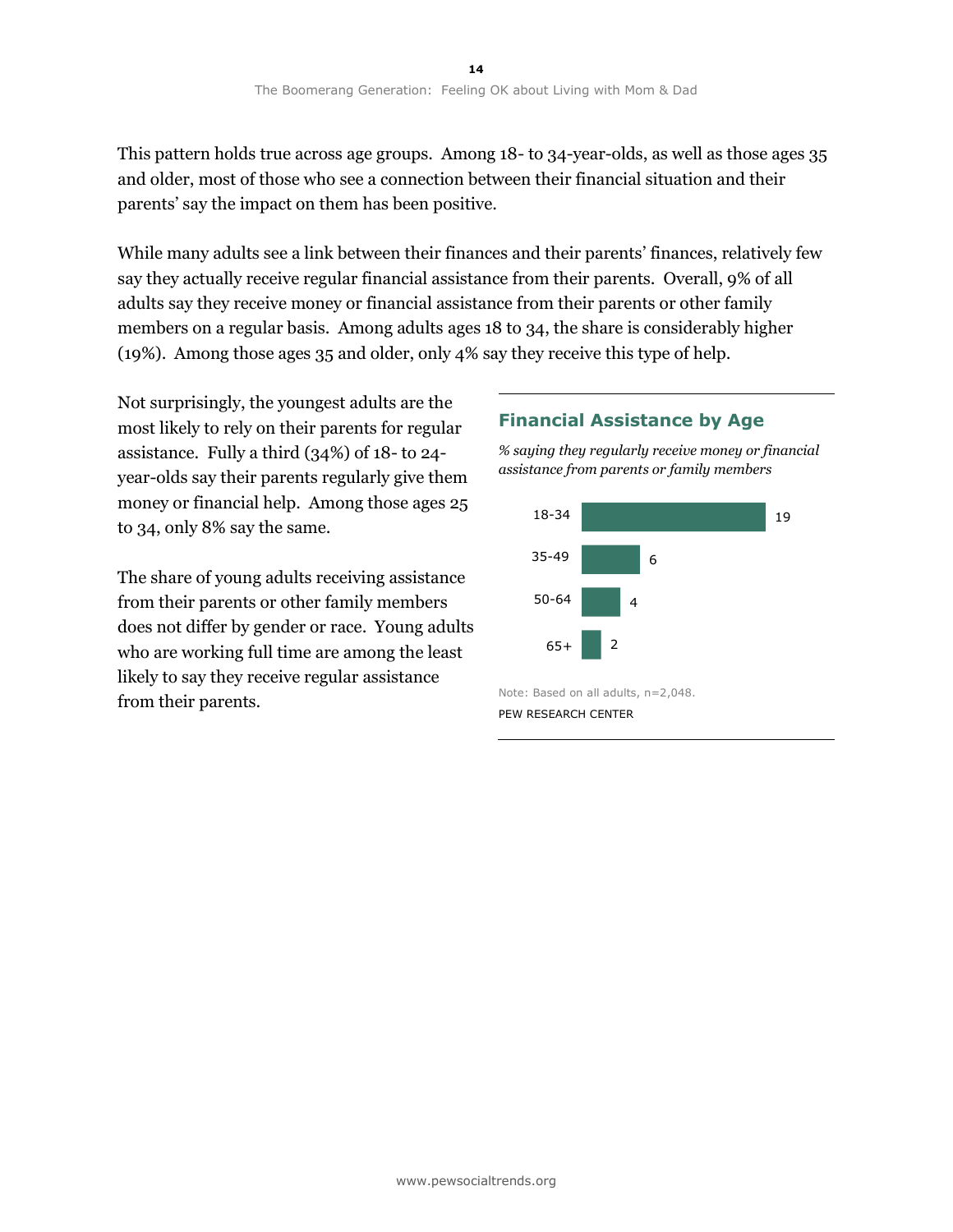This pattern holds true across age groups. Among 18- to 34-year-olds, as well as those ages 35 and older, most of those who see a connection between their financial situation and their parents' say the impact on them has been positive.

While many adults see a link between their finances and their parents' finances, relatively few say they actually receive regular financial assistance from their parents. Overall, 9% of all adults say they receive money or financial assistance from their parents or other family members on a regular basis. Among adults ages 18 to 34, the share is considerably higher (19%). Among those ages 35 and older, only 4% say they receive this type of help.

Not surprisingly, the youngest adults are the most likely to rely on their parents for regular assistance. Fully a third (34%) of 18- to 24-year-olds say their parents regularly give them money or financial help. Among those ages 25 to 34, only 8% say the same.

The share of young adults receiving assistance from their parents or other family members does not differ by gender or race. Young adults who are working full time are among the least likely to say they receive regular assistance from their parents.

### Financial Assistance by Age

*% saying they regularly receive money or financial assistance from parents or family members*

| Age | % |
|---|---|
| 18-34 | 19 |
| 35-49 | 6 |
| 50-64 | 4 |
| 65+ | 2 |

Note: Based on all adults, n=2,048.

PEW RESEARCH CENTER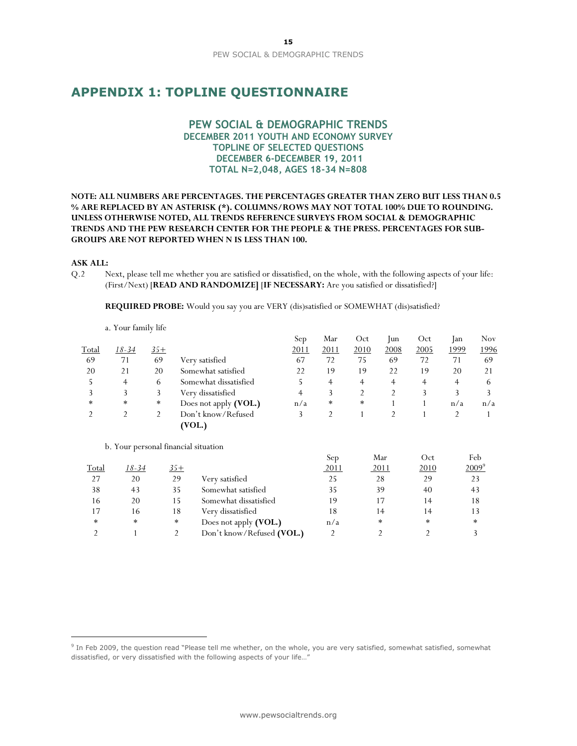## APPENDIX 1: TOPLINE QUESTIONNAIRE

### PEW SOCIAL & DEMOGRAPHIC TRENDS
### DECEMBER 2011 YOUTH AND ECONOMY SURVEY
### TOPLINE OF SELECTED QUESTIONS
### DECEMBER 6-DECEMBER 19, 2011
### TOTAL N=2,048, AGES 18-34 N=808

**NOTE: ALL NUMBERS ARE PERCENTAGES. THE PERCENTAGES GREATER THAN ZERO BUT LESS THAN 0.5 % ARE REPLACED BY AN ASTERISK (*). COLUMNS/ROWS MAY NOT TOTAL 100% DUE TO ROUNDING. UNLESS OTHERWISE NOTED, ALL TRENDS REFERENCE SURVEYS FROM SOCIAL & DEMOGRAPHIC TRENDS AND THE PEW RESEARCH CENTER FOR THE PEOPLE & THE PRESS. PERCENTAGES FOR SUB-GROUPS ARE NOT REPORTED WHEN N IS LESS THAN 100.**

**ASK ALL:**

Q.2 Next, please tell me whether you are satisfied or dissatisfied, on the whole, with the following aspects of your life: (First/Next) **[READ AND RANDOMIZE]** [**IF NECESSARY:** Are you satisfied or dissatisfied?]

**REQUIRED PROBE:** Would you say you are VERY (dis)satisfied or SOMEWHAT (dis)satisfied?

a. Your family life

| Total | *18-34* | *35+* | | Sep 2011 | Mar 2011 | Oct 2010 | Jun 2008 | Oct 2005 | Jan 1999 | Nov 1996 |
|---|---|---|---|---|---|---|---|---|---|---|
| 69 | 71 | 69 | Very satisfied | 67 | 72 | 75 | 69 | 72 | 71 | 69 |
| 20 | 21 | 20 | Somewhat satisfied | 22 | 19 | 19 | 22 | 19 | 20 | 21 |
| 5 | 4 | 6 | Somewhat dissatisfied | 5 | 4 | 4 | 4 | 4 | 4 | 6 |
| 3 | 3 | 3 | Very dissatisfied | 4 | 3 | 2 | 2 | 3 | 3 | 3 |
| * | * | * | Does not apply **(VOL.)** | n/a | * | * | 1 | 1 | n/a | n/a |
| 2 | 2 | 2 | Don't know/Refused **(VOL.)** | 3 | 2 | 1 | 2 | 1 | 2 | 1 |

b. Your personal financial situation

| Total | *18-34* | *35+* | | Sep 2011 | Mar 2011 | Oct 2010 | Feb 2009[9] |
|---|---|---|---|---|---|---|---|
| 27 | 20 | 29 | Very satisfied | 25 | 28 | 29 | 23 |
| 38 | 43 | 35 | Somewhat satisfied | 35 | 39 | 40 | 43 |
| 16 | 20 | 15 | Somewhat dissatisfied | 19 | 17 | 14 | 18 |
| 17 | 16 | 18 | Very dissatisfied | 18 | 14 | 14 | 13 |
| * | * | * | Does not apply **(VOL.)** | n/a | * | * | * |
| 2 | 1 | 2 | Don't know/Refused **(VOL.)** | 2 | 2 | 2 | 3 |

---

[9] In Feb 2009, the question read "Please tell me whether, on the whole, you are very satisfied, somewhat satisfied, somewhat dissatisfied, or very dissatisfied with the following aspects of your life…"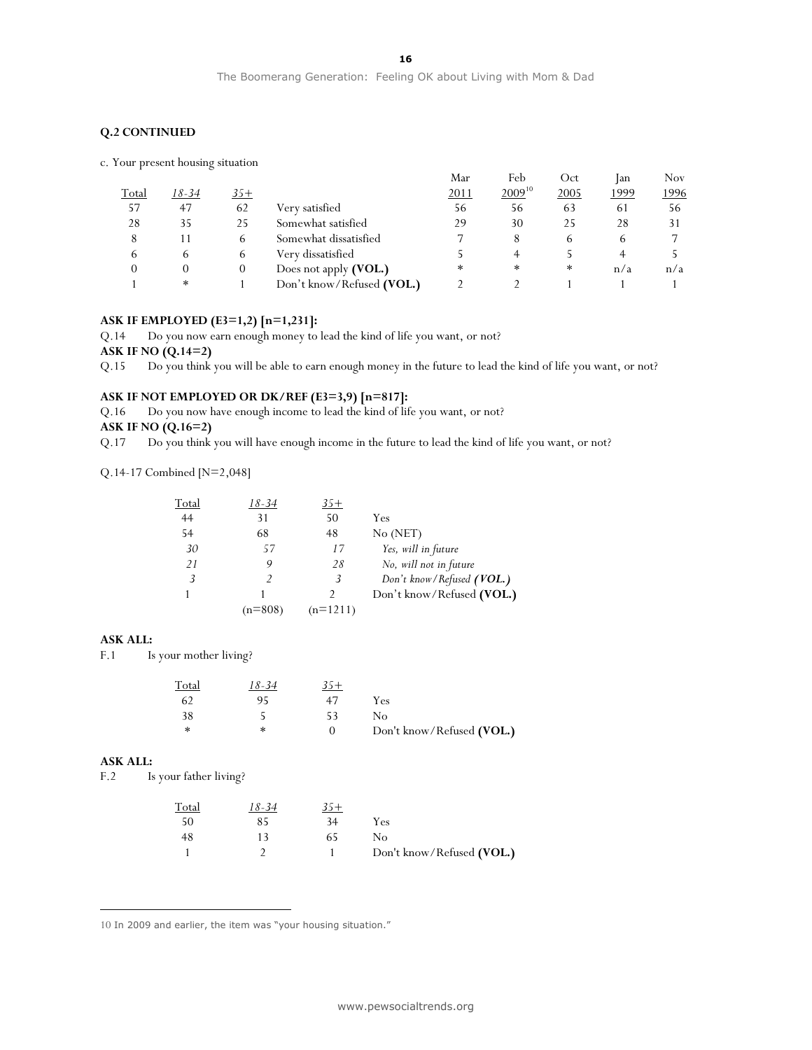**Q.2 CONTINUED**

c. Your present housing situation

| Total | 18-34 | 35+ | | Mar 2011 | Feb 2009[10] | Oct 2005 | Jan 1999 | Nov 1996 |
|---|---|---|---|---|---|---|---|---|
| 57 | 47 | 62 | Very satisfied | 56 | 56 | 63 | 61 | 56 |
| 28 | 35 | 25 | Somewhat satisfied | 29 | 30 | 25 | 28 | 31 |
| 8 | 11 | 6 | Somewhat dissatisfied | 7 | 8 | 6 | 6 | 7 |
| 6 | 6 | 6 | Very dissatisfied | 5 | 4 | 5 | 4 | 5 |
| 0 | 0 | 0 | Does not apply **(VOL.)** | * | * | * | n/a | n/a |
| 1 | * | 1 | Don't know/Refused **(VOL.)** | 2 | 2 | 1 | 1 | 1 |

**ASK IF EMPLOYED (E3=1,2) [n=1,231]:**

Q.14 Do you now earn enough money to lead the kind of life you want, or not?

**ASK IF NO (Q.14=2)**

Q.15 Do you think you will be able to earn enough money in the future to lead the kind of life you want, or not?

**ASK IF NOT EMPLOYED OR DK/REF (E3=3,9) [n=817]:**

Q.16 Do you now have enough income to lead the kind of life you want, or not?

**ASK IF NO (Q.16=2)**

Q.17 Do you think you will have enough income in the future to lead the kind of life you want, or not?

Q.14-17 Combined [N=2,048]

| Total | 18-34 | 35+ | |
|---|---|---|---|
| 44 | 31 | 50 | Yes |
| 54 | 68 | 48 | No (NET) |
| *30* | *57* | *17* | *Yes, will in future* |
| *21* | *9* | *28* | *No, will not in future* |
| *3* | *2* | *3* | *Don't know/Refused **(VOL.)*** |
| 1 | 1 | 2 | Don't know/Refused **(VOL.)** |
| | (n=808) | (n=1211) | |

**ASK ALL:**

F.1 Is your mother living?

| Total | 18-34 | 35+ | |
|---|---|---|---|
| 62 | 95 | 47 | Yes |
| 38 | 5 | 53 | No |
| * | * | 0 | Don't know/Refused **(VOL.)** |

**ASK ALL:**

F.2 Is your father living?

| Total | 18-34 | 35+ | |
|---|---|---|---|
| 50 | 85 | 34 | Yes |
| 48 | 13 | 65 | No |
| 1 | 2 | 1 | Don't know/Refused **(VOL.)** |

---

10 In 2009 and earlier, the item was "your housing situation."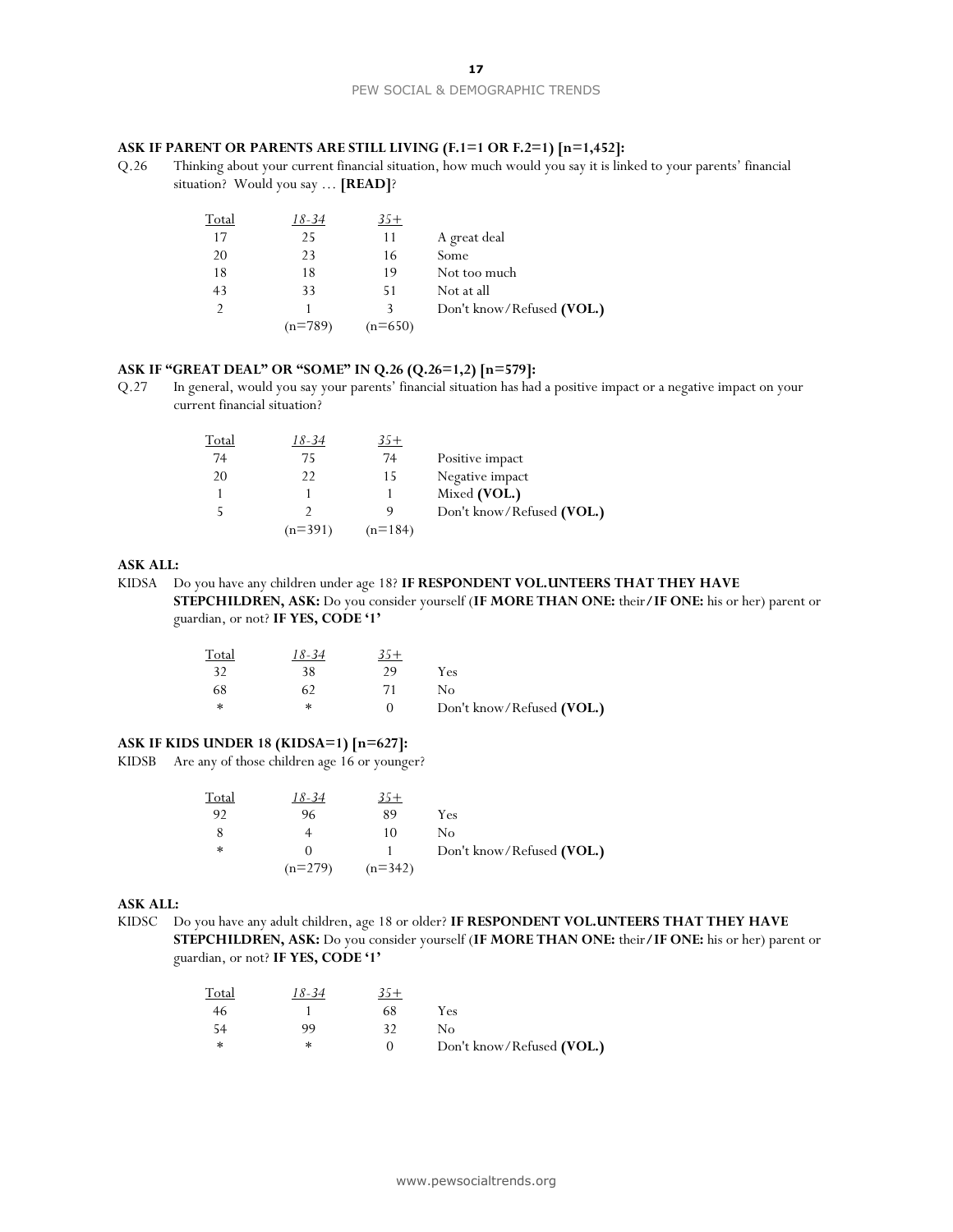**ASK IF PARENT OR PARENTS ARE STILL LIVING (F.1=1 OR F.2=1) [n=1,452]:**

Q.26 Thinking about your current financial situation, how much would you say it is linked to your parents' financial situation? Would you say … **[READ]**?

| Total | 18-34 | 35+ | |
|---|---|---|---|
| 17 | 25 | 11 | A great deal |
| 20 | 23 | 16 | Some |
| 18 | 18 | 19 | Not too much |
| 43 | 33 | 51 | Not at all |
| 2 | 1 | 3 | Don't know/Refused **(VOL.)** |
| | (n=789) | (n=650) | |

**ASK IF "GREAT DEAL" OR "SOME" IN Q.26 (Q.26=1,2) [n=579]:**

Q.27 In general, would you say your parents' financial situation has had a positive impact or a negative impact on your current financial situation?

| Total | 18-34 | 35+ | |
|---|---|---|---|
| 74 | 75 | 74 | Positive impact |
| 20 | 22 | 15 | Negative impact |
| 1 | 1 | 1 | Mixed **(VOL.)** |
| 5 | 2 | 9 | Don't know/Refused **(VOL.)** |
| | (n=391) | (n=184) | |

**ASK ALL:**

KIDSA Do you have any children under age 18? **IF RESPONDENT VOL.UNTEERS THAT THEY HAVE STEPCHILDREN, ASK:** Do you consider yourself (**IF MORE THAN ONE:** their**/IF ONE:** his or her) parent or guardian, or not? **IF YES, CODE '1'**

| Total | 18-34 | 35+ | |
|---|---|---|---|
| 32 | 38 | 29 | Yes |
| 68 | 62 | 71 | No |
| * | * | 0 | Don't know/Refused **(VOL.)** |

**ASK IF KIDS UNDER 18 (KIDSA=1) [n=627]:**

KIDSB Are any of those children age 16 or younger?

| Total | 18-34 | 35+ | |
|---|---|---|---|
| 92 | 96 | 89 | Yes |
| 8 | 4 | 10 | No |
| * | 0 | 1 | Don't know/Refused **(VOL.)** |
| | (n=279) | (n=342) | |

**ASK ALL:**

KIDSC Do you have any adult children, age 18 or older? **IF RESPONDENT VOL.UNTEERS THAT THEY HAVE STEPCHILDREN, ASK:** Do you consider yourself (**IF MORE THAN ONE:** their**/IF ONE:** his or her) parent or guardian, or not? **IF YES, CODE '1'**

| Total | 18-34 | 35+ | |
|---|---|---|---|
| 46 | 1 | 68 | Yes |
| 54 | 99 | 32 | No |
| * | * | 0 | Don't know/Refused **(VOL.)** |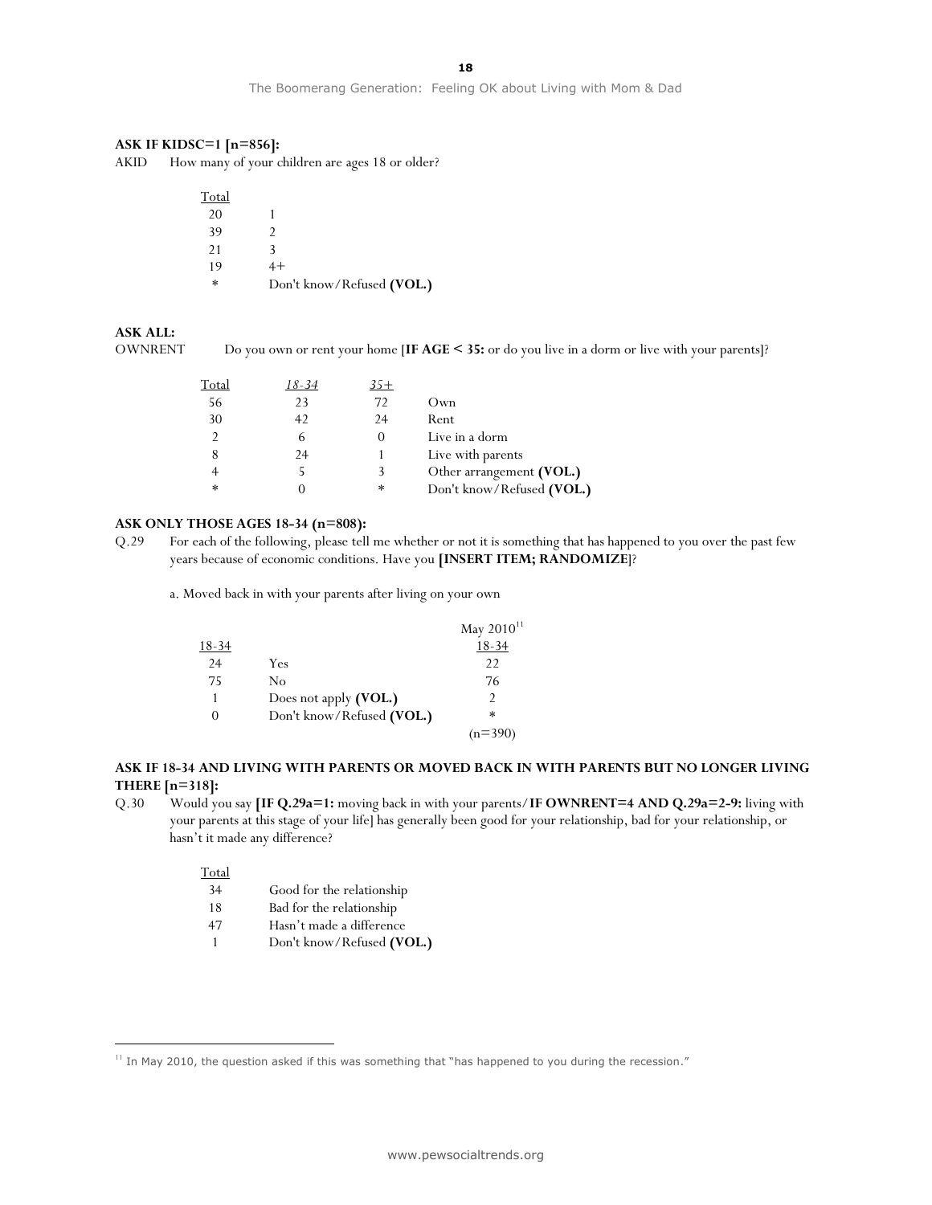**ASK IF KIDSC=1 [n=856]:**

AKID How many of your children are ages 18 or older?

| Total | |
|---|---|
| 20 | 1 |
| 39 | 2 |
| 21 | 3 |
| 19 | 4+ |
| * | Don't know/Refused **(VOL.)** |

**ASK ALL:**

OWNRENT Do you own or rent your home [**IF AGE < 35:** or do you live in a dorm or live with your parents]?

| Total | *18-34* | *35+* | |
|---|---|---|---|
| 56 | 23 | 72 | Own |
| 30 | 42 | 24 | Rent |
| 2 | 6 | 0 | Live in a dorm |
| 8 | 24 | 1 | Live with parents |
| 4 | 5 | 3 | Other arrangement **(VOL.)** |
| * | 0 | * | Don't know/Refused **(VOL.)** |

**ASK ONLY THOSE AGES 18-34 (n=808):**

Q.29 For each of the following, please tell me whether or not it is something that has happened to you over the past few years because of economic conditions. Have you **[INSERT ITEM; RANDOMIZE]**?

a. Moved back in with your parents after living on your own

| 18-34 | | May 2010[11] 18-34 |
|---|---|---|
| 24 | Yes | 22 |
| 75 | No | 76 |
| 1 | Does not apply **(VOL.)** | 2 |
| 0 | Don't know/Refused **(VOL.)** | * |
| | | (n=390) |

**ASK IF 18-34 AND LIVING WITH PARENTS OR MOVED BACK IN WITH PARENTS BUT NO LONGER LIVING THERE [n=318]:**

Q.30 Would you say **[IF Q.29a=1:** moving back in with your parents/**IF OWNRENT=4 AND Q.29a=2-9:** living with your parents at this stage of your life] has generally been good for your relationship, bad for your relationship, or hasn't it made any difference?

| Total | |
|---|---|
| 34 | Good for the relationship |
| 18 | Bad for the relationship |
| 47 | Hasn't made a difference |
| 1 | Don't know/Refused **(VOL.)** |

[11] In May 2010, the question asked if this was something that "has happened to you during the recession."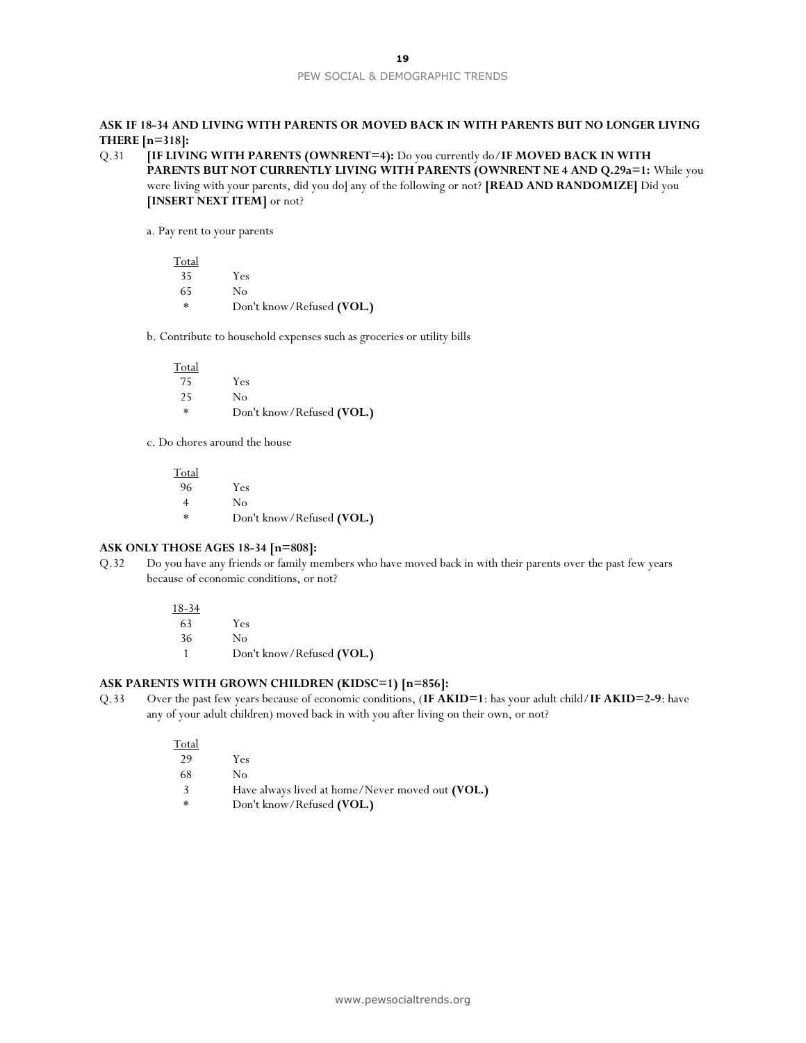**ASK IF 18-34 AND LIVING WITH PARENTS OR MOVED BACK IN WITH PARENTS BUT NO LONGER LIVING THERE [n=318]:**

Q.31 **[IF LIVING WITH PARENTS (OWNRENT=4):** Do you currently do/**IF MOVED BACK IN WITH PARENTS BUT NOT CURRENTLY LIVING WITH PARENTS (OWNRENT NE 4 AND Q.29a=1:** While you were living with your parents, did you do] any of the following or not? **[READ AND RANDOMIZE]** Did you **[INSERT NEXT ITEM]** or not?

a. Pay rent to your parents

| Total | |
|---|---|
| 35 | Yes |
| 65 | No |
| * | Don't know/Refused **(VOL.)** |

b. Contribute to household expenses such as groceries or utility bills

| Total | |
|---|---|
| 75 | Yes |
| 25 | No |
| * | Don't know/Refused **(VOL.)** |

c. Do chores around the house

| Total | |
|---|---|
| 96 | Yes |
| 4 | No |
| * | Don't know/Refused **(VOL.)** |

**ASK ONLY THOSE AGES 18-34 [n=808]:**

Q.32 Do you have any friends or family members who have moved back in with their parents over the past few years because of economic conditions, or not?

| 18-34 | |
|---|---|
| 63 | Yes |
| 36 | No |
| 1 | Don't know/Refused **(VOL.)** |

**ASK PARENTS WITH GROWN CHILDREN (KIDSC=1) [n=856]:**

Q.33 Over the past few years because of economic conditions, (**IF AKID=1**: has your adult child/**IF AKID=2-9**: have any of your adult children) moved back in with you after living on their own, or not?

| Total | |
|---|---|
| 29 | Yes |
| 68 | No |
| 3 | Have always lived at home/Never moved out **(VOL.)** |
| * | Don't know/Refused **(VOL.)** |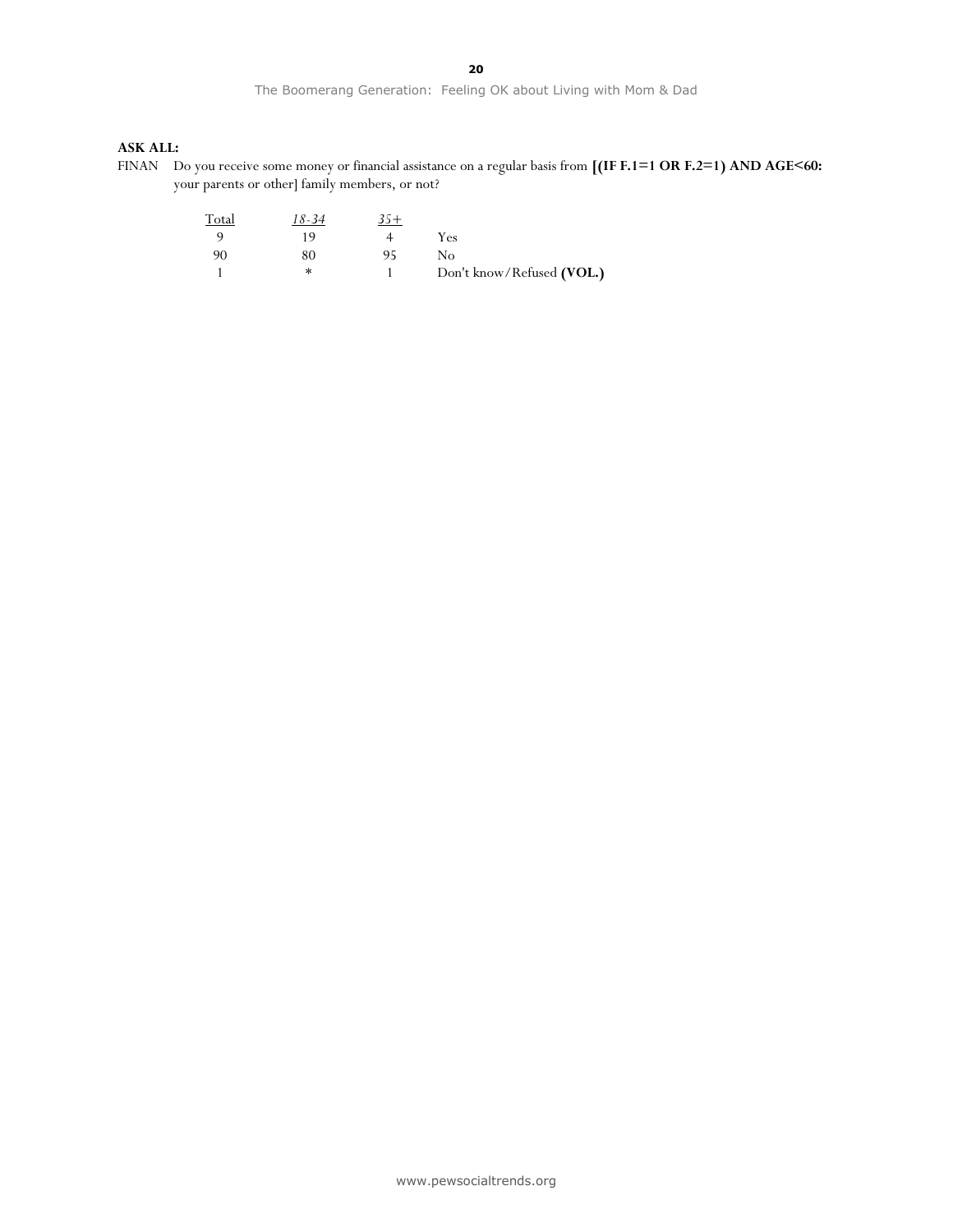**ASK ALL:**

FINAN Do you receive some money or financial assistance on a regular basis from **[(IF F.1=1 OR F.2=1) AND AGE<60:** your parents or other] family members, or not?

| Total | *18-34* | *35+* | |
|---|---|---|---|
| 9 | 19 | 4 | Yes |
| 90 | 80 | 95 | No |
| 1 | * | 1 | Don't know/Refused **(VOL.)** |